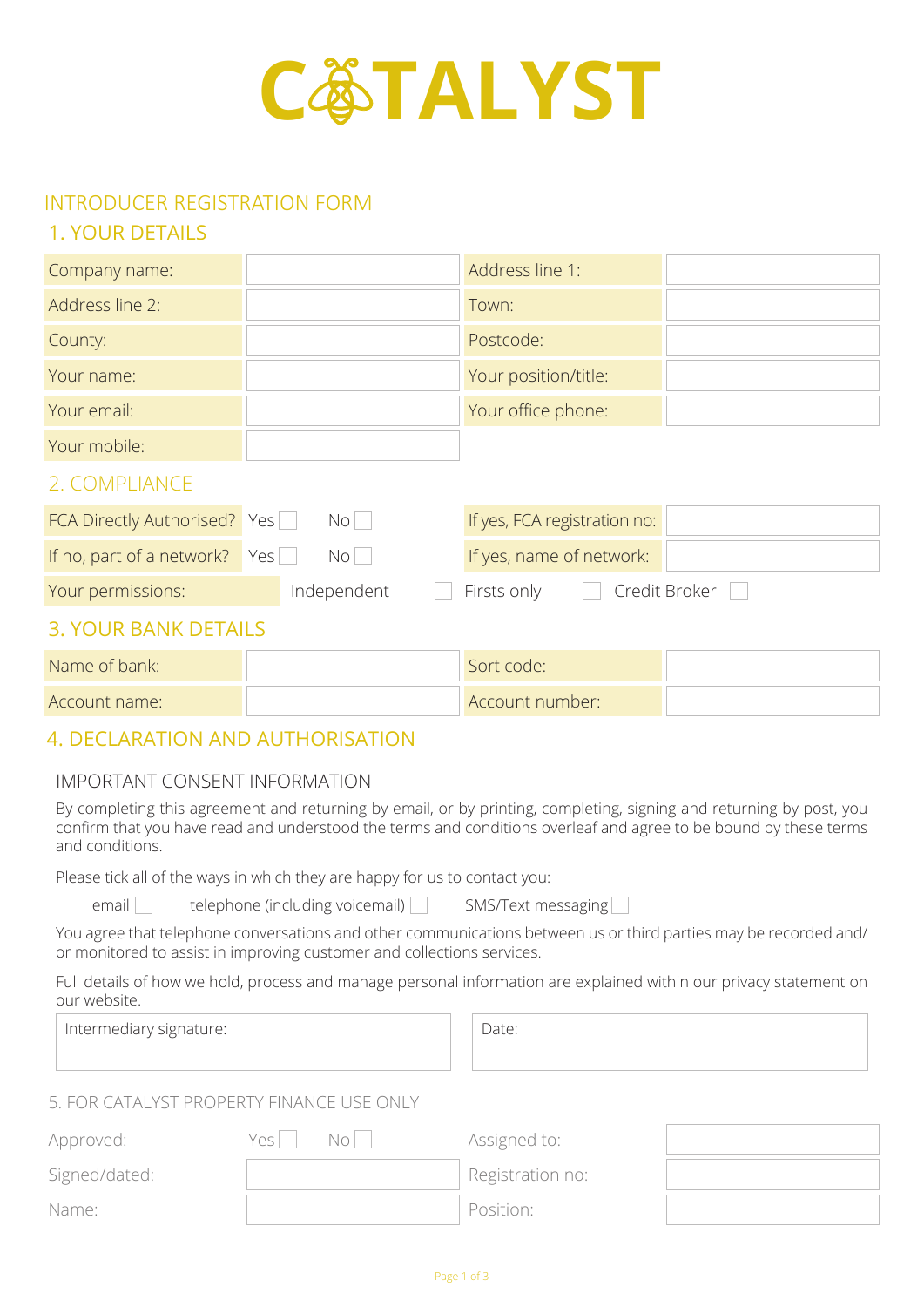# CATALYST

## INTRODUCER REGISTRATION FORM

## 1. YOUR DETAILS

| | | | |
|---|---|---|---|
| Company name: | | Address line 1: | |
| Address line 2: | | Town: | |
| County: | | Postcode: | |
| Your name: | | Your position/title: | |
| Your email: | | Your office phone: | |
| Your mobile: | | | |

## 2. COMPLIANCE

| | | | |
|---|---|---|---|
| FCA Directly Authorised? | Yes ☐ No ☐ | If yes, FCA registration no: | |
| If no, part of a network? | Yes ☐ No ☐ | If yes, name of network: | |
| Your permissions: | Independent ☐ | Firsts only ☐ | Credit Broker ☐ |

## 3. YOUR BANK DETAILS

| | | | |
|---|---|---|---|
| Name of bank: | | Sort code: | |
| Account name: | | Account number: | |

## 4. DECLARATION AND AUTHORISATION

### IMPORTANT CONSENT INFORMATION

By completing this agreement and returning by email, or by printing, completing, signing and returning by post, you confirm that you have read and understood the terms and conditions overleaf and agree to be bound by these terms and conditions.

Please tick all of the ways in which they are happy for us to contact you:

email ☐ telephone (including voicemail) ☐ SMS/Text messaging ☐

You agree that telephone conversations and other communications between us or third parties may be recorded and/or monitored to assist in improving customer and collections services.

Full details of how we hold, process and manage personal information are explained within our privacy statement on our website.

| | |
|---|---|
| Intermediary signature: | Date: |

## 5. FOR CATALYST PROPERTY FINANCE USE ONLY

| | | | |
|---|---|---|---|
| Approved: | Yes ☐ No ☐ | Assigned to: | |
| Signed/dated: | | Registration no: | |
| Name: | | Position: | |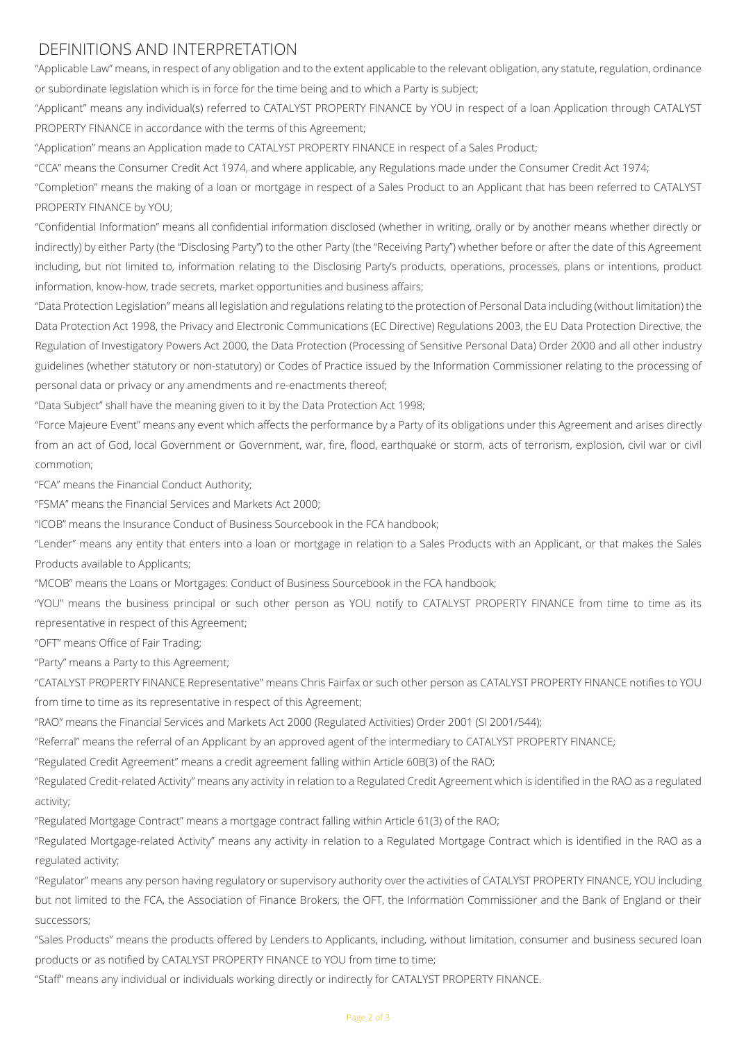# DEFINITIONS AND INTERPRETATION

"Applicable Law" means, in respect of any obligation and to the extent applicable to the relevant obligation, any statute, regulation, ordinance or subordinate legislation which is in force for the time being and to which a Party is subject;

"Applicant" means any individual(s) referred to CATALYST PROPERTY FINANCE by YOU in respect of a loan Application through CATALYST PROPERTY FINANCE in accordance with the terms of this Agreement;

"Application" means an Application made to CATALYST PROPERTY FINANCE in respect of a Sales Product;

"CCA" means the Consumer Credit Act 1974, and where applicable, any Regulations made under the Consumer Credit Act 1974;

"Completion" means the making of a loan or mortgage in respect of a Sales Product to an Applicant that has been referred to CATALYST PROPERTY FINANCE by YOU;

"Confidential Information" means all confidential information disclosed (whether in writing, orally or by another means whether directly or indirectly) by either Party (the "Disclosing Party") to the other Party (the "Receiving Party") whether before or after the date of this Agreement including, but not limited to, information relating to the Disclosing Party's products, operations, processes, plans or intentions, product information, know-how, trade secrets, market opportunities and business affairs;

"Data Protection Legislation" means all legislation and regulations relating to the protection of Personal Data including (without limitation) the Data Protection Act 1998, the Privacy and Electronic Communications (EC Directive) Regulations 2003, the EU Data Protection Directive, the Regulation of Investigatory Powers Act 2000, the Data Protection (Processing of Sensitive Personal Data) Order 2000 and all other industry guidelines (whether statutory or non-statutory) or Codes of Practice issued by the Information Commissioner relating to the processing of personal data or privacy or any amendments and re-enactments thereof;

"Data Subject" shall have the meaning given to it by the Data Protection Act 1998;

"Force Majeure Event" means any event which affects the performance by a Party of its obligations under this Agreement and arises directly from an act of God, local Government or Government, war, fire, flood, earthquake or storm, acts of terrorism, explosion, civil war or civil commotion;

"FCA" means the Financial Conduct Authority;

"FSMA" means the Financial Services and Markets Act 2000;

"ICOB" means the Insurance Conduct of Business Sourcebook in the FCA handbook;

"Lender" means any entity that enters into a loan or mortgage in relation to a Sales Products with an Applicant, or that makes the Sales Products available to Applicants;

"MCOB" means the Loans or Mortgages: Conduct of Business Sourcebook in the FCA handbook;

"YOU" means the business principal or such other person as YOU notify to CATALYST PROPERTY FINANCE from time to time as its representative in respect of this Agreement;

"OFT" means Office of Fair Trading;

"Party" means a Party to this Agreement;

"CATALYST PROPERTY FINANCE Representative" means Chris Fairfax or such other person as CATALYST PROPERTY FINANCE notifies to YOU from time to time as its representative in respect of this Agreement;

"RAO" means the Financial Services and Markets Act 2000 (Regulated Activities) Order 2001 (SI 2001/544);

"Referral" means the referral of an Applicant by an approved agent of the intermediary to CATALYST PROPERTY FINANCE;

"Regulated Credit Agreement" means a credit agreement falling within Article 60B(3) of the RAO;

"Regulated Credit-related Activity" means any activity in relation to a Regulated Credit Agreement which is identified in the RAO as a regulated activity;

"Regulated Mortgage Contract" means a mortgage contract falling within Article 61(3) of the RAO;

"Regulated Mortgage-related Activity" means any activity in relation to a Regulated Mortgage Contract which is identified in the RAO as a regulated activity;

"Regulator" means any person having regulatory or supervisory authority over the activities of CATALYST PROPERTY FINANCE, YOU including but not limited to the FCA, the Association of Finance Brokers, the OFT, the Information Commissioner and the Bank of England or their successors;

"Sales Products" means the products offered by Lenders to Applicants, including, without limitation, consumer and business secured loan products or as notified by CATALYST PROPERTY FINANCE to YOU from time to time;

"Staff" means any individual or individuals working directly or indirectly for CATALYST PROPERTY FINANCE.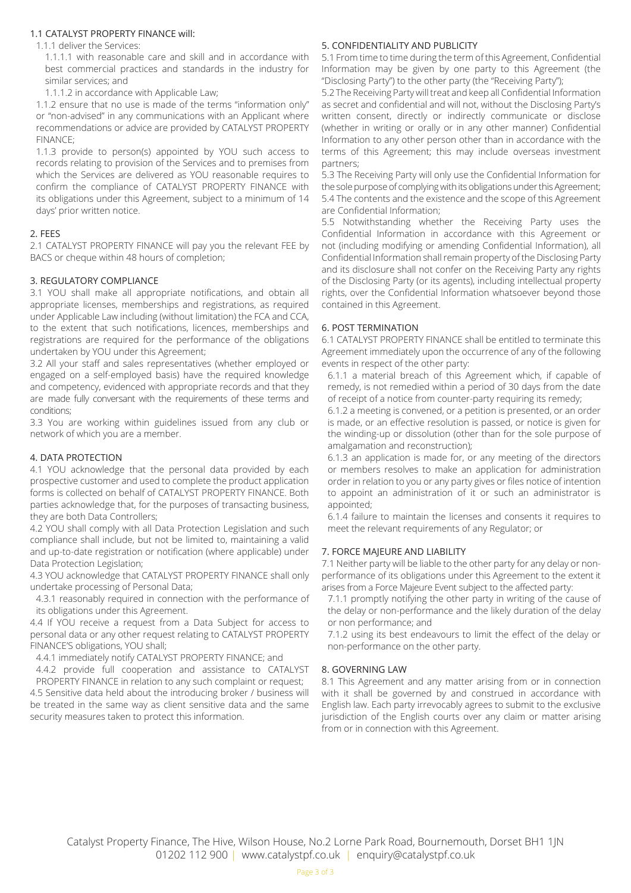1.1 CATALYST PROPERTY FINANCE will:

1.1.1 deliver the Services:

1.1.1.1 with reasonable care and skill and in accordance with best commercial practices and standards in the industry for similar services; and

1.1.1.2 in accordance with Applicable Law;

1.1.2 ensure that no use is made of the terms "information only" or "non-advised" in any communications with an Applicant where recommendations or advice are provided by CATALYST PROPERTY FINANCE;

1.1.3 provide to person(s) appointed by YOU such access to records relating to provision of the Services and to premises from which the Services are delivered as YOU reasonable requires to confirm the compliance of CATALYST PROPERTY FINANCE with its obligations under this Agreement, subject to a minimum of 14 days' prior written notice.

## 2. FEES

2.1 CATALYST PROPERTY FINANCE will pay you the relevant FEE by BACS or cheque within 48 hours of completion;

## 3. REGULATORY COMPLIANCE

3.1 YOU shall make all appropriate notifications, and obtain all appropriate licenses, memberships and registrations, as required under Applicable Law including (without limitation) the FCA and CCA, to the extent that such notifications, licences, memberships and registrations are required for the performance of the obligations undertaken by YOU under this Agreement;

3.2 All your staff and sales representatives (whether employed or engaged on a self-employed basis) have the required knowledge and competency, evidenced with appropriate records and that they are made fully conversant with the requirements of these terms and conditions;

3.3 You are working within guidelines issued from any club or network of which you are a member.

## 4. DATA PROTECTION

4.1 YOU acknowledge that the personal data provided by each prospective customer and used to complete the product application forms is collected on behalf of CATALYST PROPERTY FINANCE. Both parties acknowledge that, for the purposes of transacting business, they are both Data Controllers;

4.2 YOU shall comply with all Data Protection Legislation and such compliance shall include, but not be limited to, maintaining a valid and up-to-date registration or notification (where applicable) under Data Protection Legislation;

4.3 YOU acknowledge that CATALYST PROPERTY FINANCE shall only undertake processing of Personal Data;

4.3.1 reasonably required in connection with the performance of its obligations under this Agreement.

4.4 If YOU receive a request from a Data Subject for access to personal data or any other request relating to CATALYST PROPERTY FINANCE'S obligations, YOU shall;

4.4.1 immediately notify CATALYST PROPERTY FINANCE; and

4.4.2 provide full cooperation and assistance to CATALYST PROPERTY FINANCE in relation to any such complaint or request;

4.5 Sensitive data held about the introducing broker / business will be treated in the same way as client sensitive data and the same security measures taken to protect this information.

## 5. CONFIDENTIALITY AND PUBLICITY

5.1 From time to time during the term of this Agreement, Confidential Information may be given by one party to this Agreement (the "Disclosing Party") to the other party (the "Receiving Party");

5.2 The Receiving Party will treat and keep all Confidential Information as secret and confidential and will not, without the Disclosing Party's written consent, directly or indirectly communicate or disclose (whether in writing or orally or in any other manner) Confidential Information to any other person other than in accordance with the terms of this Agreement; this may include overseas investment partners;

5.3 The Receiving Party will only use the Confidential Information for the sole purpose of complying with its obligations under this Agreement;

5.4 The contents and the existence and the scope of this Agreement are Confidential Information;

5.5 Notwithstanding whether the Receiving Party uses the Confidential Information in accordance with this Agreement or not (including modifying or amending Confidential Information), all Confidential Information shall remain property of the Disclosing Party and its disclosure shall not confer on the Receiving Party any rights of the Disclosing Party (or its agents), including intellectual property rights, over the Confidential Information whatsoever beyond those contained in this Agreement.

## 6. POST TERMINATION

6.1 CATALYST PROPERTY FINANCE shall be entitled to terminate this Agreement immediately upon the occurrence of any of the following events in respect of the other party:

6.1.1 a material breach of this Agreement which, if capable of remedy, is not remedied within a period of 30 days from the date of receipt of a notice from counter-party requiring its remedy;

6.1.2 a meeting is convened, or a petition is presented, or an order is made, or an effective resolution is passed, or notice is given for the winding-up or dissolution (other than for the sole purpose of amalgamation and reconstruction);

6.1.3 an application is made for, or any meeting of the directors or members resolves to make an application for administration order in relation to you or any party gives or files notice of intention to appoint an administration of it or such an administrator is appointed;

6.1.4 failure to maintain the licenses and consents it requires to meet the relevant requirements of any Regulator; or

## 7. FORCE MAJEURE AND LIABILITY

7.1 Neither party will be liable to the other party for any delay or non-performance of its obligations under this Agreement to the extent it arises from a Force Majeure Event subject to the affected party:

7.1.1 promptly notifying the other party in writing of the cause of the delay or non-performance and the likely duration of the delay or non performance; and

7.1.2 using its best endeavours to limit the effect of the delay or non-performance on the other party.

## 8. GOVERNING LAW

8.1 This Agreement and any matter arising from or in connection with it shall be governed by and construed in accordance with English law. Each party irrevocably agrees to submit to the exclusive jurisdiction of the English courts over any claim or matter arising from or in connection with this Agreement.

Catalyst Property Finance, The Hive, Wilson House, No.2 Lorne Park Road, Bournemouth, Dorset BH1 1JN
01202 112 900 | www.catalystpf.co.uk | enquiry@catalystpf.co.uk